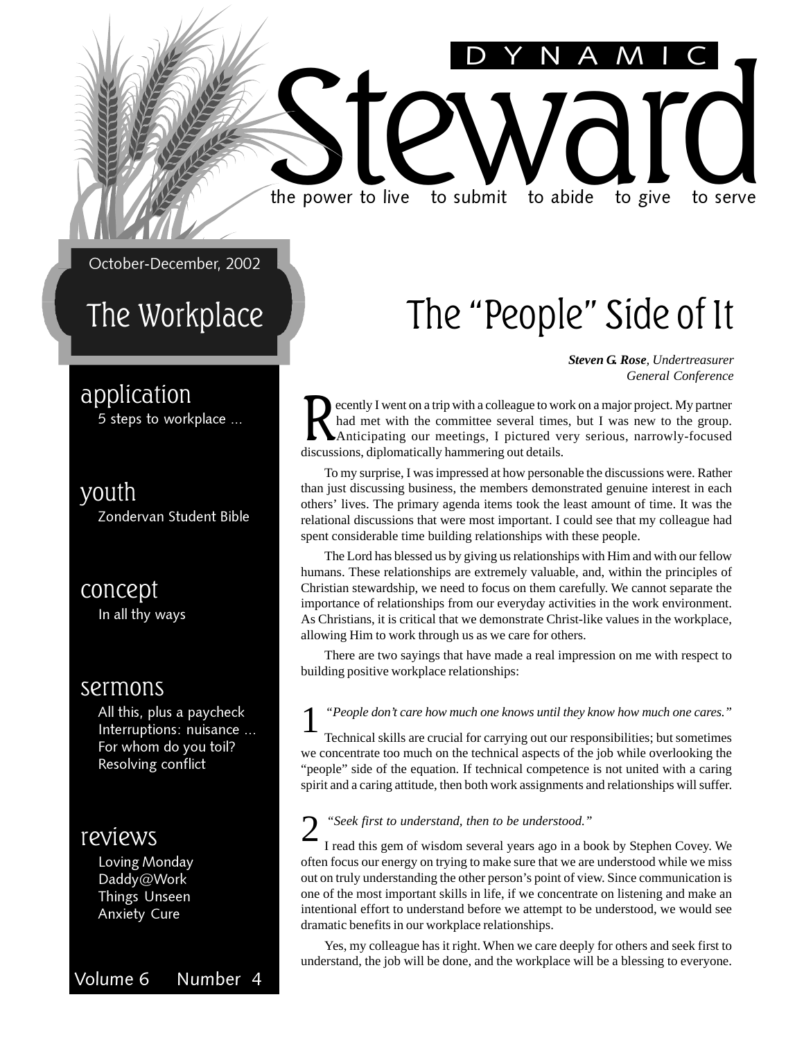# DYNAMIC Steward

the power to live to submit to abide to give to serve

October-December, 2002

## The Workplace

**application**
5 steps to workplace ...

**youth**
Zondervan Student Bible

**concept**
In all thy ways

**sermons**
All this, plus a paycheck
Interruptions: nuisance ...
For whom do you toil?
Resolving conflict

**reviews**
Loving Monday
Daddy@Work
Things Unseen
Anxiety Cure

Volume 6 Number 4

# The "People" Side of It

***Steven G. Rose**, Undertreasurer*
*General Conference*

Recently I went on a trip with a colleague to work on a major project. My partner had met with the committee several times, but I was new to the group. Anticipating our meetings, I pictured very serious, narrowly-focused discussions, diplomatically hammering out details.

To my surprise, I was impressed at how personable the discussions were. Rather than just discussing business, the members demonstrated genuine interest in each others' lives. The primary agenda items took the least amount of time. It was the relational discussions that were most important. I could see that my colleague had spent considerable time building relationships with these people.

The Lord has blessed us by giving us relationships with Him and with our fellow humans. These relationships are extremely valuable, and, within the principles of Christian stewardship, we need to focus on them carefully. We cannot separate the importance of relationships from our everyday activities in the work environment. As Christians, it is critical that we demonstrate Christ-like values in the workplace, allowing Him to work through us as we care for others.

There are two sayings that have made a real impression on me with respect to building positive workplace relationships:

1 *"People don't care how much one knows until they know how much one cares."*

Technical skills are crucial for carrying out our responsibilities; but sometimes we concentrate too much on the technical aspects of the job while overlooking the "people" side of the equation. If technical competence is not united with a caring spirit and a caring attitude, then both work assignments and relationships will suffer.

2 *"Seek first to understand, then to be understood."*

I read this gem of wisdom several years ago in a book by Stephen Covey. We often focus our energy on trying to make sure that we are understood while we miss out on truly understanding the other person's point of view. Since communication is one of the most important skills in life, if we concentrate on listening and make an intentional effort to understand before we attempt to be understood, we would see dramatic benefits in our workplace relationships.

Yes, my colleague has it right. When we care deeply for others and seek first to understand, the job will be done, and the workplace will be a blessing to everyone.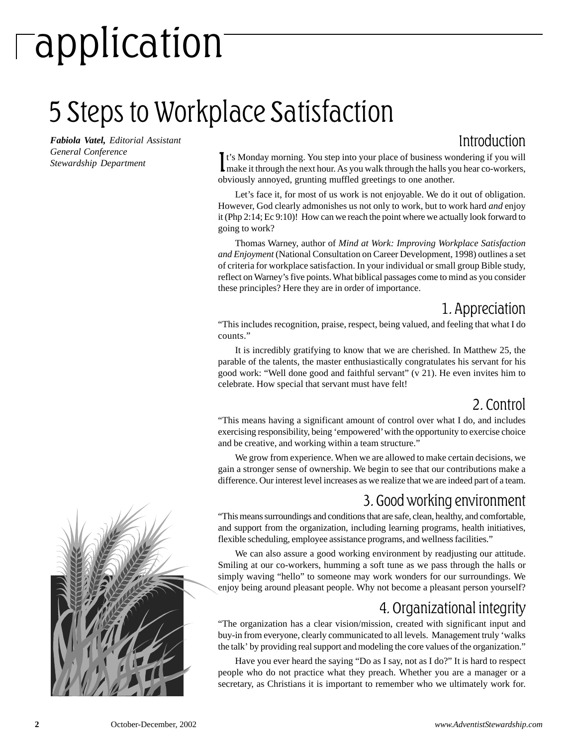# application

## 5 Steps to Workplace Satisfaction

***Fabiola Vatel,*** *Editorial Assistant*
*General Conference*
*Stewardship Department*

### Introduction

It's Monday morning. You step into your place of business wondering if you will make it through the next hour. As you walk through the halls you hear co-workers, obviously annoyed, grunting muffled greetings to one another.

Let's face it, for most of us work is not enjoyable. We do it out of obligation. However, God clearly admonishes us not only to work, but to work hard *and* enjoy it (Php 2:14; Ec 9:10)! How can we reach the point where we actually look forward to going to work?

Thomas Warney, author of *Mind at Work: Improving Workplace Satisfaction and Enjoyment* (National Consultation on Career Development, 1998) outlines a set of criteria for workplace satisfaction. In your individual or small group Bible study, reflect on Warney's five points. What biblical passages come to mind as you consider these principles? Here they are in order of importance.

### 1. Appreciation

"This includes recognition, praise, respect, being valued, and feeling that what I do counts."

It is incredibly gratifying to know that we are cherished. In Matthew 25, the parable of the talents, the master enthusiastically congratulates his servant for his good work: "Well done good and faithful servant" (v 21). He even invites him to celebrate. How special that servant must have felt!

### 2. Control

"This means having a significant amount of control over what I do, and includes exercising responsibility, being 'empowered' with the opportunity to exercise choice and be creative, and working within a team structure."

We grow from experience. When we are allowed to make certain decisions, we gain a stronger sense of ownership. We begin to see that our contributions make a difference. Our interest level increases as we realize that we are indeed part of a team.

### 3. Good working environment

"This means surroundings and conditions that are safe, clean, healthy, and comfortable, and support from the organization, including learning programs, health initiatives, flexible scheduling, employee assistance programs, and wellness facilities."

We can also assure a good working environment by readjusting our attitude. Smiling at our co-workers, humming a soft tune as we pass through the halls or simply waving "hello" to someone may work wonders for our surroundings. We enjoy being around pleasant people. Why not become a pleasant person yourself?

### 4. Organizational integrity

"The organization has a clear vision/mission, created with significant input and buy-in from everyone, clearly communicated to all levels. Management truly 'walks the talk' by providing real support and modeling the core values of the organization."

Have you ever heard the saying "Do as I say, not as I do?" It is hard to respect people who do not practice what they preach. Whether you are a manager or a secretary, as Christians it is important to remember who we ultimately work for.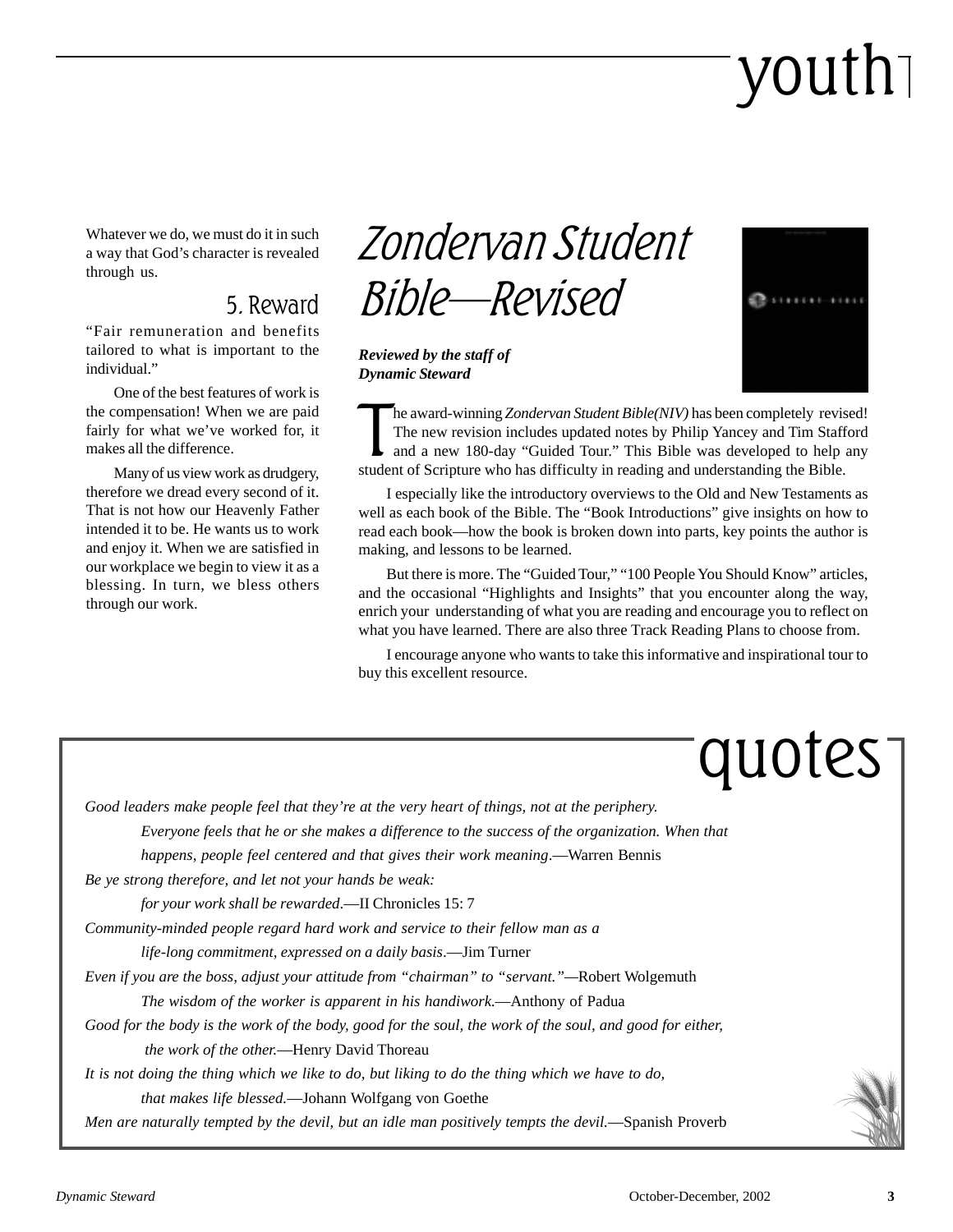# youth

Whatever we do, we must do it in such a way that God's character is revealed through us.

### 5. Reward

"Fair remuneration and benefits tailored to what is important to the individual."

One of the best features of work is the compensation! When we are paid fairly for what we've worked for, it makes all the difference.

Many of us view work as drudgery, therefore we dread every second of it. That is not how our Heavenly Father intended it to be. He wants us to work and enjoy it. When we are satisfied in our workplace we begin to view it as a blessing. In turn, we bless others through our work.

## Zondervan Student Bible—Revised

***Reviewed by the staff of Dynamic Steward***

The award-winning *Zondervan Student Bible(NIV)* has been completely revised! The new revision includes updated notes by Philip Yancey and Tim Stafford and a new 180-day "Guided Tour." This Bible was developed to help any student of Scripture who has difficulty in reading and understanding the Bible.

I especially like the introductory overviews to the Old and New Testaments as well as each book of the Bible. The "Book Introductions" give insights on how to read each book—how the book is broken down into parts, key points the author is making, and lessons to be learned.

But there is more. The "Guided Tour," "100 People You Should Know" articles, and the occasional "Highlights and Insights" that you encounter along the way, enrich your understanding of what you are reading and encourage you to reflect on what you have learned. There are also three Track Reading Plans to choose from.

I encourage anyone who wants to take this informative and inspirational tour to buy this excellent resource.

## quotes

*Good leaders make people feel that they're at the very heart of things, not at the periphery. Everyone feels that he or she makes a difference to the success of the organization. When that happens, people feel centered and that gives their work meaning*.—Warren Bennis

*Be ye strong therefore, and let not your hands be weak: for your work shall be rewarded*.—II Chronicles 15: 7

*Community-minded people regard hard work and service to their fellow man as a life-long commitment, expressed on a daily basis*.—Jim Turner

*Even if you are the boss, adjust your attitude from "chairman" to "servant."*—Robert Wolgemuth

*The wisdom of the worker is apparent in his handiwork.*—Anthony of Padua

*Good for the body is the work of the body, good for the soul, the work of the soul, and good for either, the work of the other.*—Henry David Thoreau

*It is not doing the thing which we like to do, but liking to do the thing which we have to do, that makes life blessed.*—Johann Wolfgang von Goethe

*Men are naturally tempted by the devil, but an idle man positively tempts the devil.*—Spanish Proverb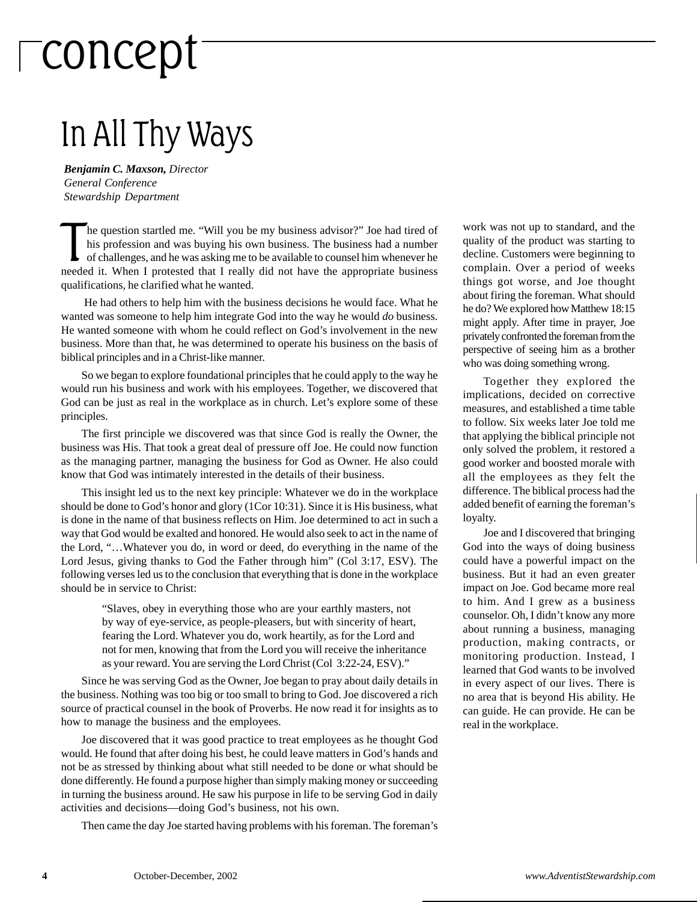# concept

## In All Thy Ways

***Benjamin C. Maxson,*** *Director*
*General Conference*
*Stewardship Department*

The question startled me. "Will you be my business advisor?" Joe had tired of his profession and was buying his own business. The business had a number of challenges, and he was asking me to be available to counsel him whenever he needed it. When I protested that I really did not have the appropriate business qualifications, he clarified what he wanted.

He had others to help him with the business decisions he would face. What he wanted was someone to help him integrate God into the way he would *do* business. He wanted someone with whom he could reflect on God's involvement in the new business. More than that, he was determined to operate his business on the basis of biblical principles and in a Christ-like manner.

So we began to explore foundational principles that he could apply to the way he would run his business and work with his employees. Together, we discovered that God can be just as real in the workplace as in church. Let's explore some of these principles.

The first principle we discovered was that since God is really the Owner, the business was His. That took a great deal of pressure off Joe. He could now function as the managing partner, managing the business for God as Owner. He also could know that God was intimately interested in the details of their business.

This insight led us to the next key principle: Whatever we do in the workplace should be done to God's honor and glory (1Cor 10:31). Since it is His business, what is done in the name of that business reflects on Him. Joe determined to act in such a way that God would be exalted and honored. He would also seek to act in the name of the Lord, "…Whatever you do, in word or deed, do everything in the name of the Lord Jesus, giving thanks to God the Father through him" (Col 3:17, ESV). The following verses led us to the conclusion that everything that is done in the workplace should be in service to Christ:

> "Slaves, obey in everything those who are your earthly masters, not by way of eye-service, as people-pleasers, but with sincerity of heart, fearing the Lord. Whatever you do, work heartily, as for the Lord and not for men, knowing that from the Lord you will receive the inheritance as your reward. You are serving the Lord Christ (Col 3:22-24, ESV)."

Since he was serving God as the Owner, Joe began to pray about daily details in the business. Nothing was too big or too small to bring to God. Joe discovered a rich source of practical counsel in the book of Proverbs. He now read it for insights as to how to manage the business and the employees.

Joe discovered that it was good practice to treat employees as he thought God would. He found that after doing his best, he could leave matters in God's hands and not be as stressed by thinking about what still needed to be done or what should be done differently. He found a purpose higher than simply making money or succeeding in turning the business around. He saw his purpose in life to be serving God in daily activities and decisions—doing God's business, not his own.

Then came the day Joe started having problems with his foreman. The foreman's work was not up to standard, and the quality of the product was starting to decline. Customers were beginning to complain. Over a period of weeks things got worse, and Joe thought about firing the foreman. What should he do? We explored how Matthew 18:15 might apply. After time in prayer, Joe privately confronted the foreman from the perspective of seeing him as a brother who was doing something wrong.

Together they explored the implications, decided on corrective measures, and established a time table to follow. Six weeks later Joe told me that applying the biblical principle not only solved the problem, it restored a good worker and boosted morale with all the employees as they felt the difference. The biblical process had the added benefit of earning the foreman's loyalty.

Joe and I discovered that bringing God into the ways of doing business could have a powerful impact on the business. But it had an even greater impact on Joe. God became more real to him. And I grew as a business counselor. Oh, I didn't know any more about running a business, managing production, making contracts, or monitoring production. Instead, I learned that God wants to be involved in every aspect of our lives. There is no area that is beyond His ability. He can guide. He can provide. He can be real in the workplace.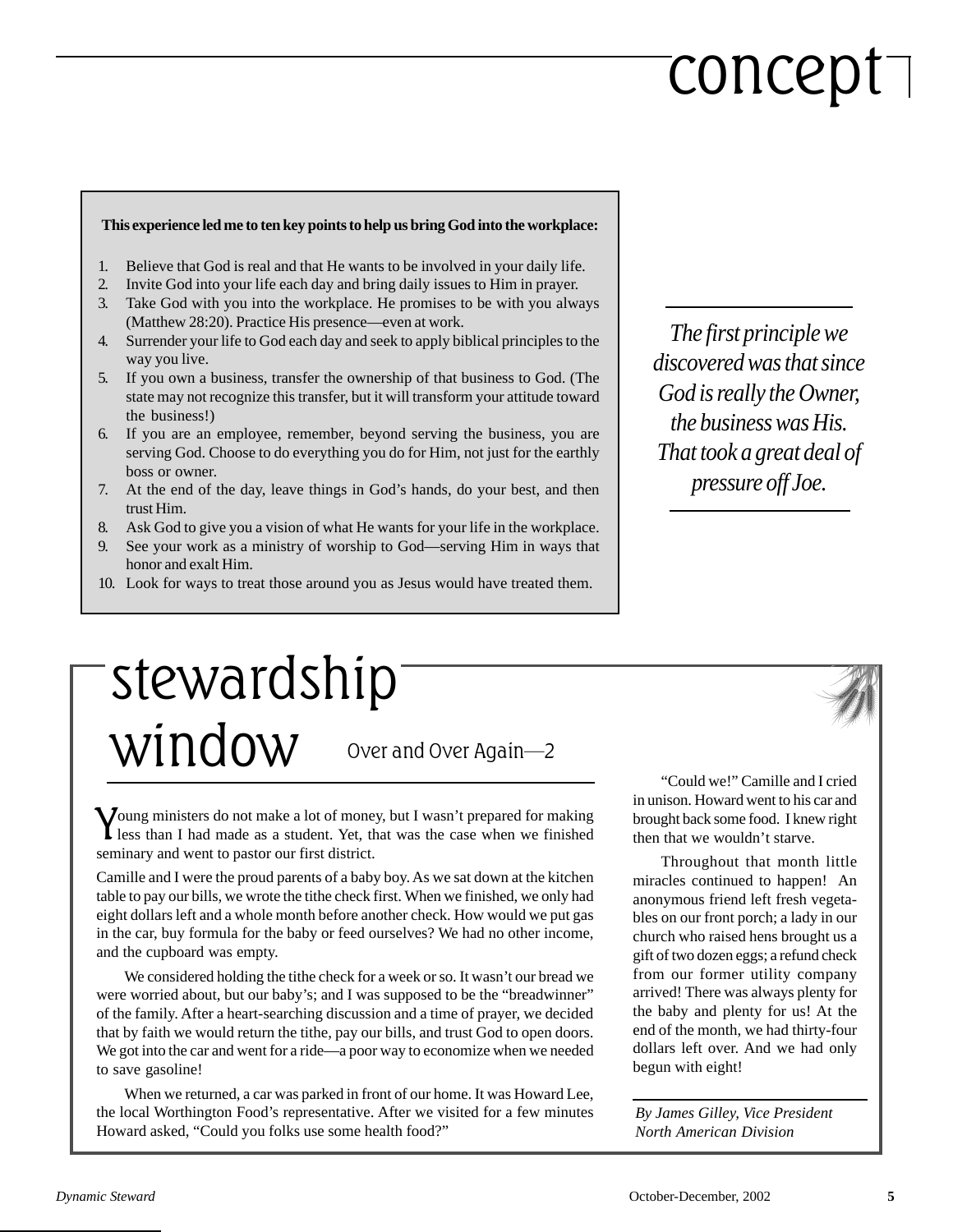# concept

**This experience led me to ten key points to help us bring God into the workplace:**

1. Believe that God is real and that He wants to be involved in your daily life.
2. Invite God into your life each day and bring daily issues to Him in prayer.
3. Take God with you into the workplace. He promises to be with you always (Matthew 28:20). Practice His presence—even at work.
4. Surrender your life to God each day and seek to apply biblical principles to the way you live.
5. If you own a business, transfer the ownership of that business to God. (The state may not recognize this transfer, but it will transform your attitude toward the business!)
6. If you are an employee, remember, beyond serving the business, you are serving God. Choose to do everything you do for Him, not just for the earthly boss or owner.
7. At the end of the day, leave things in God's hands, do your best, and then trust Him.
8. Ask God to give you a vision of what He wants for your life in the workplace.
9. See your work as a ministry of worship to God—serving Him in ways that honor and exalt Him.
10. Look for ways to treat those around you as Jesus would have treated them.

*The first principle we discovered was that since God is really the Owner, the business was His. That took a great deal of pressure off Joe.*

# stewardship window

## Over and Over Again—2

Young ministers do not make a lot of money, but I wasn't prepared for making less than I had made as a student. Yet, that was the case when we finished seminary and went to pastor our first district.

Camille and I were the proud parents of a baby boy. As we sat down at the kitchen table to pay our bills, we wrote the tithe check first. When we finished, we only had eight dollars left and a whole month before another check. How would we put gas in the car, buy formula for the baby or feed ourselves? We had no other income, and the cupboard was empty.

We considered holding the tithe check for a week or so. It wasn't our bread we were worried about, but our baby's; and I was supposed to be the "breadwinner" of the family. After a heart-searching discussion and a time of prayer, we decided that by faith we would return the tithe, pay our bills, and trust God to open doors. We got into the car and went for a ride—a poor way to economize when we needed to save gasoline!

When we returned, a car was parked in front of our home. It was Howard Lee, the local Worthington Food's representative. After we visited for a few minutes Howard asked, "Could you folks use some health food?"

"Could we!" Camille and I cried in unison. Howard went to his car and brought back some food. I knew right then that we wouldn't starve.

Throughout that month little miracles continued to happen! An anonymous friend left fresh vegetables on our front porch; a lady in our church who raised hens brought us a gift of two dozen eggs; a refund check from our former utility company arrived! There was always plenty for the baby and plenty for us! At the end of the month, we had thirty-four dollars left over. And we had only begun with eight!

*By James Gilley, Vice President North American Division*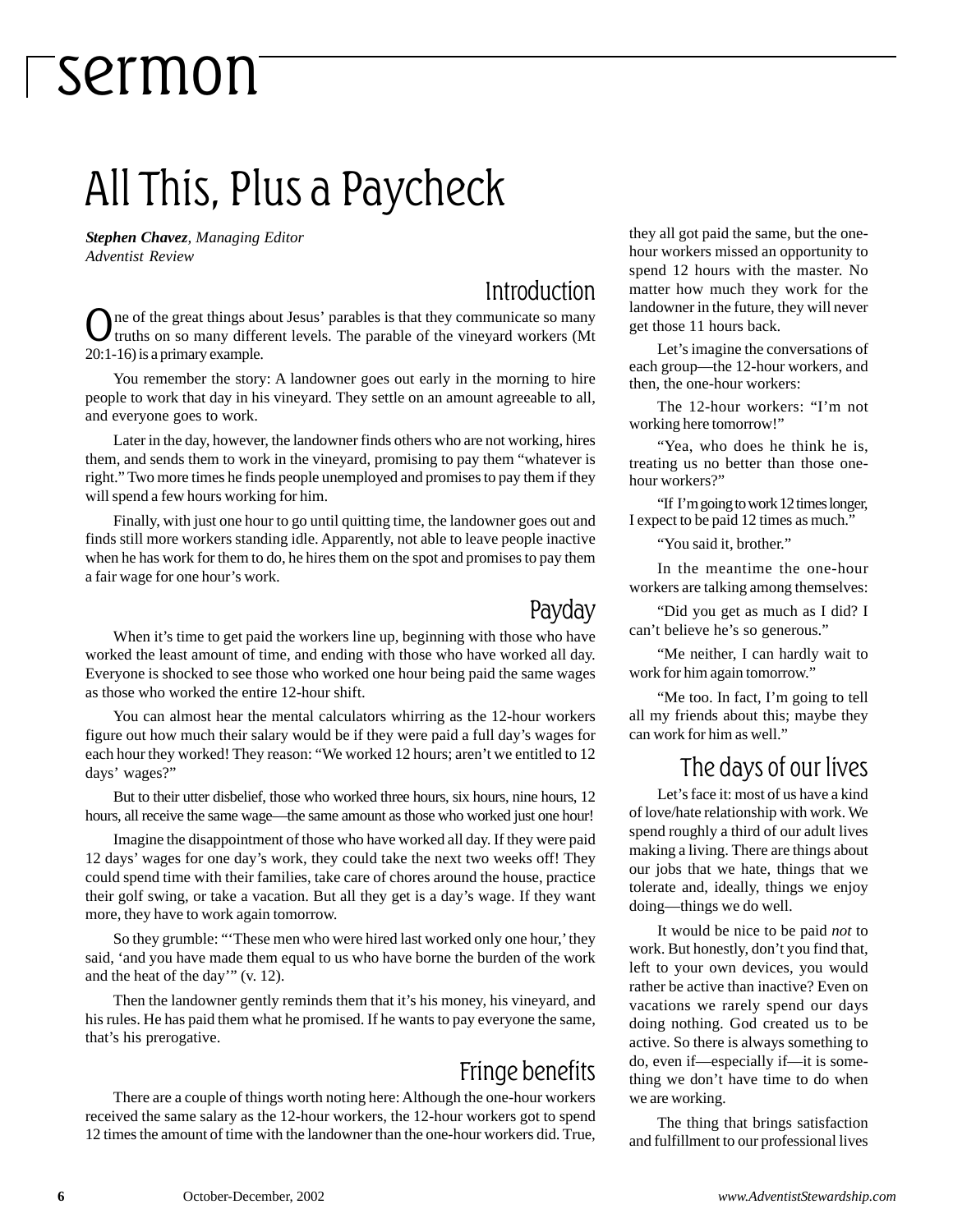# sermon

## All This, Plus a Paycheck

***Stephen Chavez**, Managing Editor*
*Adventist Review*

### Introduction

One of the great things about Jesus' parables is that they communicate so many truths on so many different levels. The parable of the vineyard workers (Mt 20:1-16) is a primary example.

You remember the story: A landowner goes out early in the morning to hire people to work that day in his vineyard. They settle on an amount agreeable to all, and everyone goes to work.

Later in the day, however, the landowner finds others who are not working, hires them, and sends them to work in the vineyard, promising to pay them "whatever is right." Two more times he finds people unemployed and promises to pay them if they will spend a few hours working for him.

Finally, with just one hour to go until quitting time, the landowner goes out and finds still more workers standing idle. Apparently, not able to leave people inactive when he has work for them to do, he hires them on the spot and promises to pay them a fair wage for one hour's work.

### Payday

When it's time to get paid the workers line up, beginning with those who have worked the least amount of time, and ending with those who have worked all day. Everyone is shocked to see those who worked one hour being paid the same wages as those who worked the entire 12-hour shift.

You can almost hear the mental calculators whirring as the 12-hour workers figure out how much their salary would be if they were paid a full day's wages for each hour they worked! They reason: "We worked 12 hours; aren't we entitled to 12 days' wages?"

But to their utter disbelief, those who worked three hours, six hours, nine hours, 12 hours, all receive the same wage—the same amount as those who worked just one hour!

Imagine the disappointment of those who have worked all day. If they were paid 12 days' wages for one day's work, they could take the next two weeks off! They could spend time with their families, take care of chores around the house, practice their golf swing, or take a vacation. But all they get is a day's wage. If they want more, they have to work again tomorrow.

So they grumble: "'These men who were hired last worked only one hour,' they said, 'and you have made them equal to us who have borne the burden of the work and the heat of the day'" (v. 12).

Then the landowner gently reminds them that it's his money, his vineyard, and his rules. He has paid them what he promised. If he wants to pay everyone the same, that's his prerogative.

### Fringe benefits

There are a couple of things worth noting here: Although the one-hour workers received the same salary as the 12-hour workers, the 12-hour workers got to spend 12 times the amount of time with the landowner than the one-hour workers did. True, they all got paid the same, but the one-hour workers missed an opportunity to spend 12 hours with the master. No matter how much they work for the landowner in the future, they will never get those 11 hours back.

Let's imagine the conversations of each group—the 12-hour workers, and then, the one-hour workers:

The 12-hour workers: "I'm not working here tomorrow!"

"Yea, who does he think he is, treating us no better than those one-hour workers?"

"If I'm going to work 12 times longer, I expect to be paid 12 times as much."

"You said it, brother."

In the meantime the one-hour workers are talking among themselves:

"Did you get as much as I did? I can't believe he's so generous."

"Me neither, I can hardly wait to work for him again tomorrow."

"Me too. In fact, I'm going to tell all my friends about this; maybe they can work for him as well."

### The days of our lives

Let's face it: most of us have a kind of love/hate relationship with work. We spend roughly a third of our adult lives making a living. There are things about our jobs that we hate, things that we tolerate and, ideally, things we enjoy doing—things we do well.

It would be nice to be paid *not* to work. But honestly, don't you find that, left to your own devices, you would rather be active than inactive? Even on vacations we rarely spend our days doing nothing. God created us to be active. So there is always something to do, even if—especially if—it is something we don't have time to do when we are working.

The thing that brings satisfaction and fulfillment to our professional lives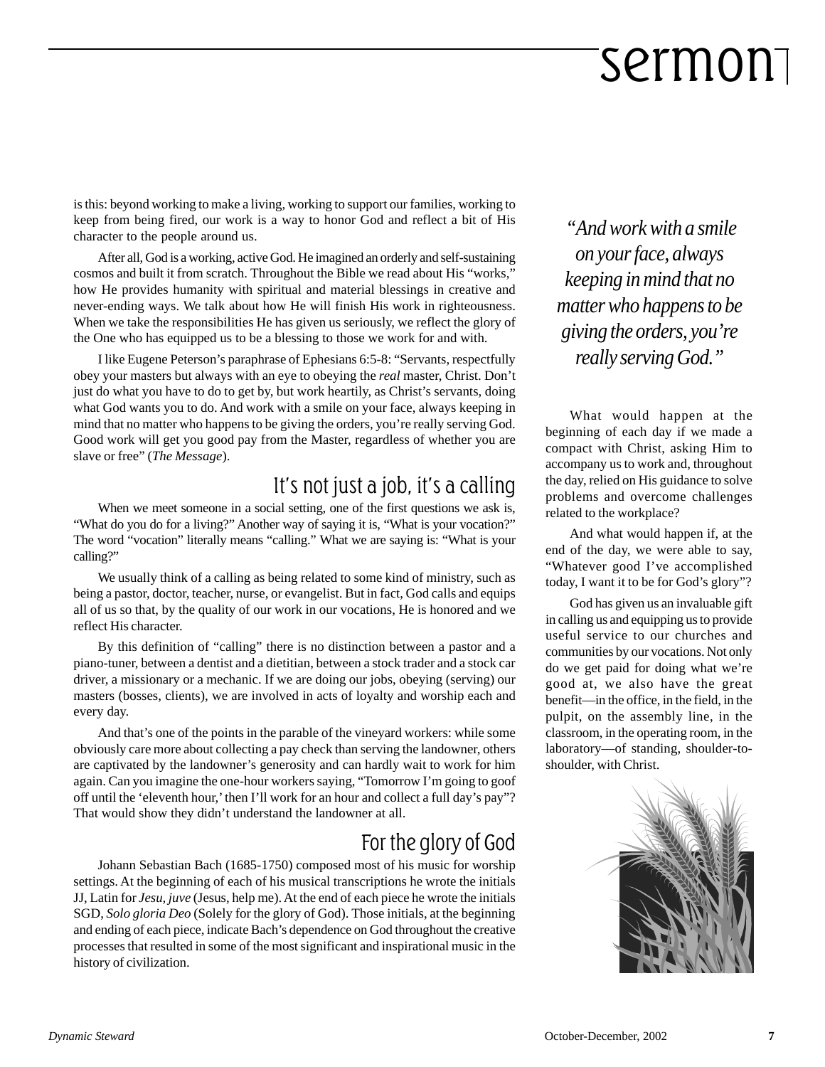is this: beyond working to make a living, working to support our families, working to keep from being fired, our work is a way to honor God and reflect a bit of His character to the people around us.

After all, God is a working, active God. He imagined an orderly and self-sustaining cosmos and built it from scratch. Throughout the Bible we read about His "works," how He provides humanity with spiritual and material blessings in creative and never-ending ways. We talk about how He will finish His work in righteousness. When we take the responsibilities He has given us seriously, we reflect the glory of the One who has equipped us to be a blessing to those we work for and with.

I like Eugene Peterson's paraphrase of Ephesians 6:5-8: "Servants, respectfully obey your masters but always with an eye to obeying the *real* master, Christ. Don't just do what you have to do to get by, but work heartily, as Christ's servants, doing what God wants you to do. And work with a smile on your face, always keeping in mind that no matter who happens to be giving the orders, you're really serving God. Good work will get you good pay from the Master, regardless of whether you are slave or free" (*The Message*).

## It's not just a job, it's a calling

When we meet someone in a social setting, one of the first questions we ask is, "What do you do for a living?" Another way of saying it is, "What is your vocation?" The word "vocation" literally means "calling." What we are saying is: "What is your calling?"

We usually think of a calling as being related to some kind of ministry, such as being a pastor, doctor, teacher, nurse, or evangelist. But in fact, God calls and equips all of us so that, by the quality of our work in our vocations, He is honored and we reflect His character.

By this definition of "calling" there is no distinction between a pastor and a piano-tuner, between a dentist and a dietitian, between a stock trader and a stock car driver, a missionary or a mechanic. If we are doing our jobs, obeying (serving) our masters (bosses, clients), we are involved in acts of loyalty and worship each and every day.

And that's one of the points in the parable of the vineyard workers: while some obviously care more about collecting a pay check than serving the landowner, others are captivated by the landowner's generosity and can hardly wait to work for him again. Can you imagine the one-hour workers saying, "Tomorrow I'm going to goof off until the 'eleventh hour,' then I'll work for an hour and collect a full day's pay"? That would show they didn't understand the landowner at all.

## For the glory of God

Johann Sebastian Bach (1685-1750) composed most of his music for worship settings. At the beginning of each of his musical transcriptions he wrote the initials JJ, Latin for *Jesu, juve* (Jesus, help me). At the end of each piece he wrote the initials SGD, *Solo gloria Deo* (Solely for the glory of God). Those initials, at the beginning and ending of each piece, indicate Bach's dependence on God throughout the creative processes that resulted in some of the most significant and inspirational music in the history of civilization.

*"And work with a smile on your face, always keeping in mind that no matter who happens to be giving the orders, you're really serving God."*

What would happen at the beginning of each day if we made a compact with Christ, asking Him to accompany us to work and, throughout the day, relied on His guidance to solve problems and overcome challenges related to the workplace?

And what would happen if, at the end of the day, we were able to say, "Whatever good I've accomplished today, I want it to be for God's glory"?

God has given us an invaluable gift in calling us and equipping us to provide useful service to our churches and communities by our vocations. Not only do we get paid for doing what we're good at, we also have the great benefit—in the office, in the field, in the pulpit, on the assembly line, in the classroom, in the operating room, in the laboratory—of standing, shoulder-to-shoulder, with Christ.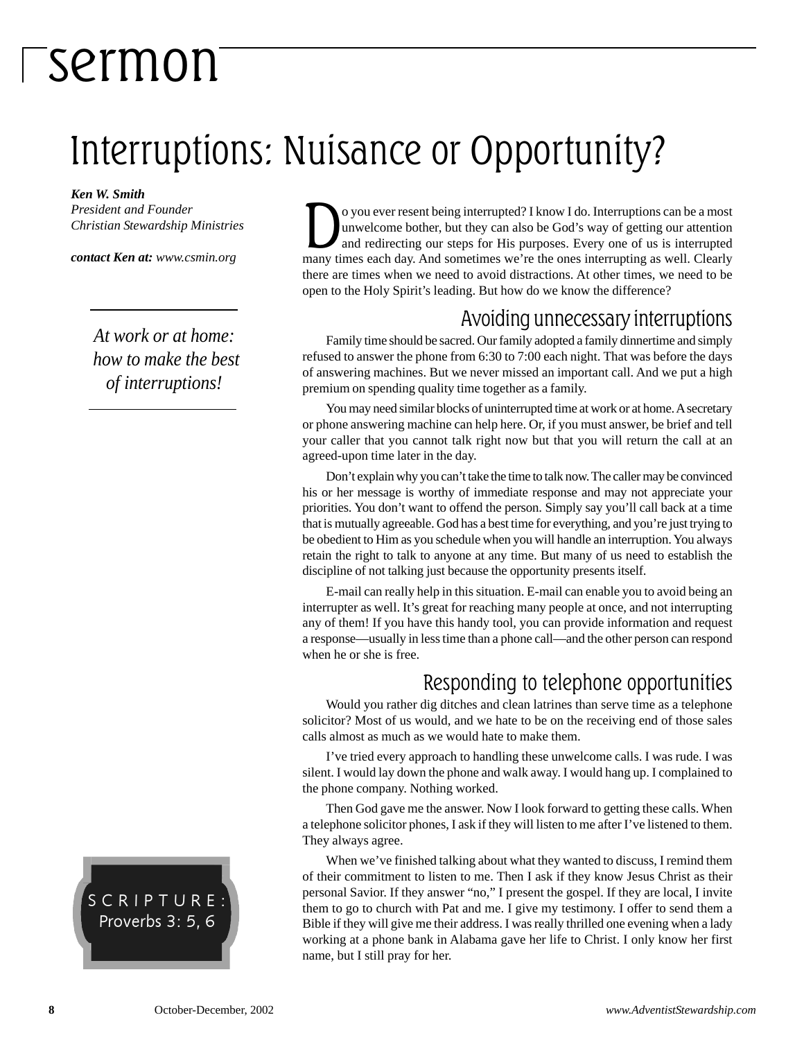sermon

# Interruptions: Nuisance or Opportunity?

***Ken W. Smith***
*President and Founder*
*Christian Stewardship Ministries*

***contact Ken at:*** *www.csmin.org*

*At work or at home: how to make the best of interruptions!*

SCRIPTURE: Proverbs 3: 5, 6

Do you ever resent being interrupted? I know I do. Interruptions can be a most unwelcome bother, but they can also be God's way of getting our attention and redirecting our steps for His purposes. Every one of us is interrupted many times each day. And sometimes we're the ones interrupting as well. Clearly there are times when we need to avoid distractions. At other times, we need to be open to the Holy Spirit's leading. But how do we know the difference?

## Avoiding unnecessary interruptions

Family time should be sacred. Our family adopted a family dinnertime and simply refused to answer the phone from 6:30 to 7:00 each night. That was before the days of answering machines. But we never missed an important call. And we put a high premium on spending quality time together as a family.

You may need similar blocks of uninterrupted time at work or at home. A secretary or phone answering machine can help here. Or, if you must answer, be brief and tell your caller that you cannot talk right now but that you will return the call at an agreed-upon time later in the day.

Don't explain why you can't take the time to talk now. The caller may be convinced his or her message is worthy of immediate response and may not appreciate your priorities. You don't want to offend the person. Simply say you'll call back at a time that is mutually agreeable. God has a best time for everything, and you're just trying to be obedient to Him as you schedule when you will handle an interruption. You always retain the right to talk to anyone at any time. But many of us need to establish the discipline of not talking just because the opportunity presents itself.

E-mail can really help in this situation. E-mail can enable you to avoid being an interrupter as well. It's great for reaching many people at once, and not interrupting any of them! If you have this handy tool, you can provide information and request a response—usually in less time than a phone call—and the other person can respond when he or she is free.

## Responding to telephone opportunities

Would you rather dig ditches and clean latrines than serve time as a telephone solicitor? Most of us would, and we hate to be on the receiving end of those sales calls almost as much as we would hate to make them.

I've tried every approach to handling these unwelcome calls. I was rude. I was silent. I would lay down the phone and walk away. I would hang up. I complained to the phone company. Nothing worked.

Then God gave me the answer. Now I look forward to getting these calls. When a telephone solicitor phones, I ask if they will listen to me after I've listened to them. They always agree.

When we've finished talking about what they wanted to discuss, I remind them of their commitment to listen to me. Then I ask if they know Jesus Christ as their personal Savior. If they answer "no," I present the gospel. If they are local, I invite them to go to church with Pat and me. I give my testimony. I offer to send them a Bible if they will give me their address. I was really thrilled one evening when a lady working at a phone bank in Alabama gave her life to Christ. I only know her first name, but I still pray for her.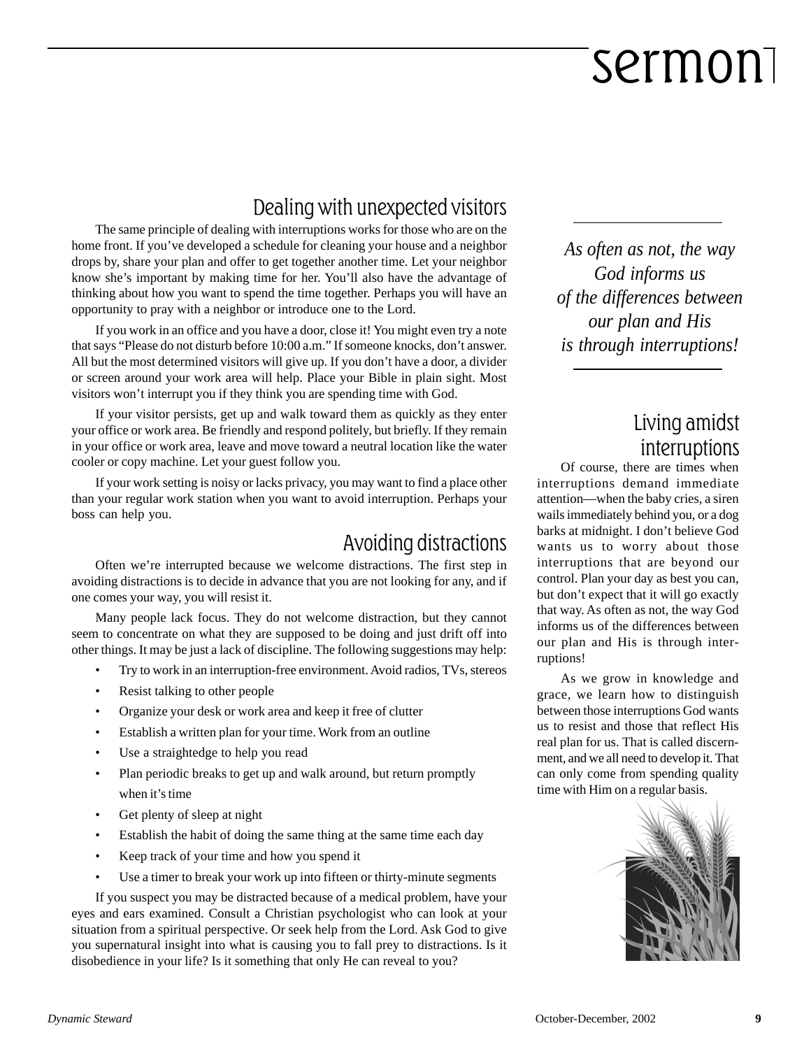## Dealing with unexpected visitors

The same principle of dealing with interruptions works for those who are on the home front. If you've developed a schedule for cleaning your house and a neighbor drops by, share your plan and offer to get together another time. Let your neighbor know she's important by making time for her. You'll also have the advantage of thinking about how you want to spend the time together. Perhaps you will have an opportunity to pray with a neighbor or introduce one to the Lord.

If you work in an office and you have a door, close it! You might even try a note that says "Please do not disturb before 10:00 a.m." If someone knocks, don't answer. All but the most determined visitors will give up. If you don't have a door, a divider or screen around your work area will help. Place your Bible in plain sight. Most visitors won't interrupt you if they think you are spending time with God.

If your visitor persists, get up and walk toward them as quickly as they enter your office or work area. Be friendly and respond politely, but briefly. If they remain in your office or work area, leave and move toward a neutral location like the water cooler or copy machine. Let your guest follow you.

If your work setting is noisy or lacks privacy, you may want to find a place other than your regular work station when you want to avoid interruption. Perhaps your boss can help you.

## Avoiding distractions

Often we're interrupted because we welcome distractions. The first step in avoiding distractions is to decide in advance that you are not looking for any, and if one comes your way, you will resist it.

Many people lack focus. They do not welcome distraction, but they cannot seem to concentrate on what they are supposed to be doing and just drift off into other things. It may be just a lack of discipline. The following suggestions may help:

- Try to work in an interruption-free environment. Avoid radios, TVs, stereos
- Resist talking to other people
- Organize your desk or work area and keep it free of clutter
- Establish a written plan for your time. Work from an outline
- Use a straightedge to help you read
- Plan periodic breaks to get up and walk around, but return promptly when it's time
- Get plenty of sleep at night
- Establish the habit of doing the same thing at the same time each day
- Keep track of your time and how you spend it
- Use a timer to break your work up into fifteen or thirty-minute segments

If you suspect you may be distracted because of a medical problem, have your eyes and ears examined. Consult a Christian psychologist who can look at your situation from a spiritual perspective. Or seek help from the Lord. Ask God to give you supernatural insight into what is causing you to fall prey to distractions. Is it disobedience in your life? Is it something that only He can reveal to you?

*As often as not, the way God informs us of the differences between our plan and His is through interruptions!*

## Living amidst interruptions

Of course, there are times when interruptions demand immediate attention—when the baby cries, a siren wails immediately behind you, or a dog barks at midnight. I don't believe God wants us to worry about those interruptions that are beyond our control. Plan your day as best you can, but don't expect that it will go exactly that way. As often as not, the way God informs us of the differences between our plan and His is through interruptions!

As we grow in knowledge and grace, we learn how to distinguish between those interruptions God wants us to resist and those that reflect His real plan for us. That is called discernment, and we all need to develop it. That can only come from spending quality time with Him on a regular basis.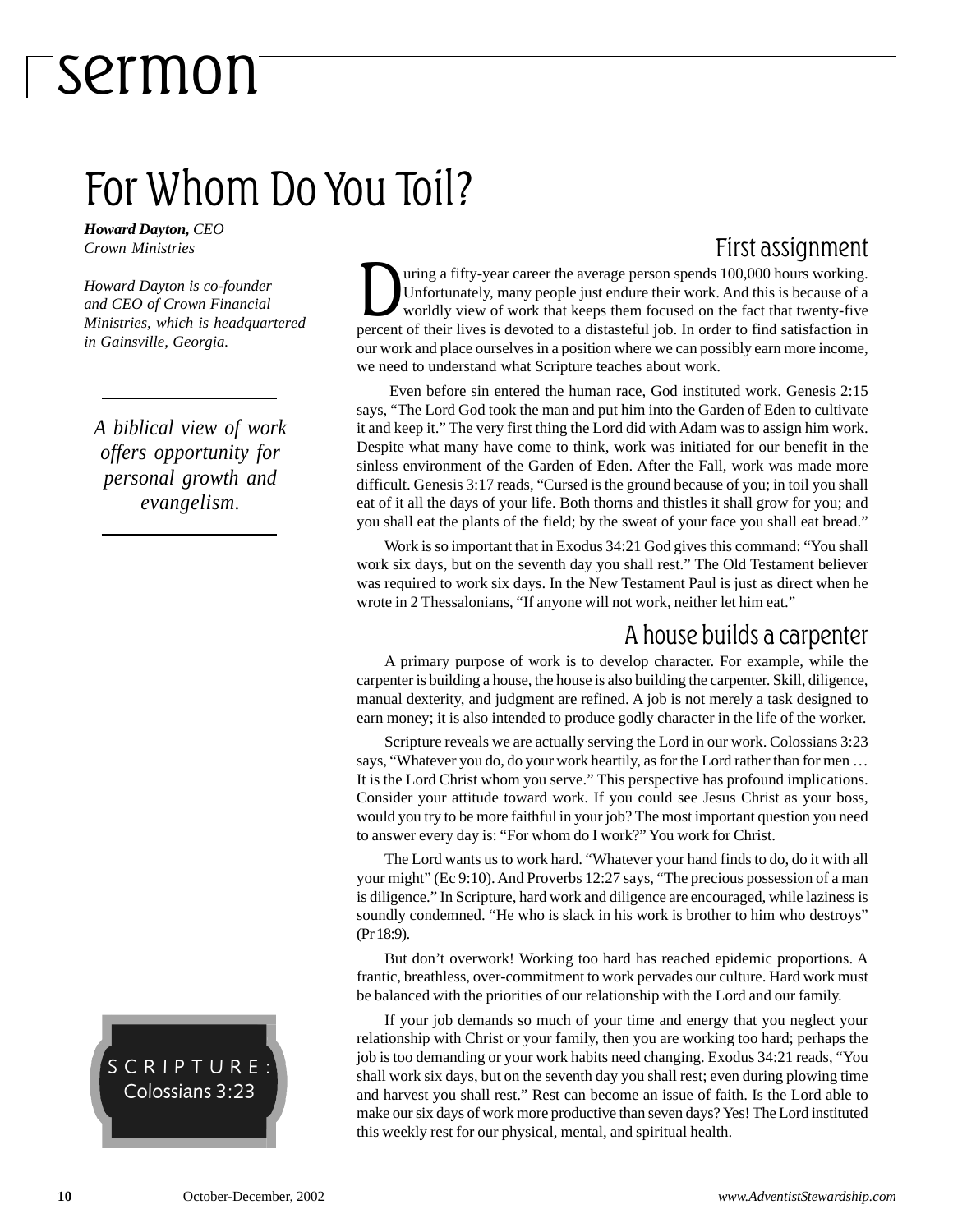# sermon

## For Whom Do You Toil?

***Howard Dayton,** CEO*
*Crown Ministries*

*Howard Dayton is co-founder and CEO of Crown Financial Ministries, which is headquartered in Gainsville, Georgia.*

*A biblical view of work offers opportunity for personal growth and evangelism.*

SCRIPTURE: Colossians 3:23

### First assignment

During a fifty-year career the average person spends 100,000 hours working. Unfortunately, many people just endure their work. And this is because of a worldly view of work that keeps them focused on the fact that twenty-five percent of their lives is devoted to a distasteful job. In order to find satisfaction in our work and place ourselves in a position where we can possibly earn more income, we need to understand what Scripture teaches about work.

Even before sin entered the human race, God instituted work. Genesis 2:15 says, "The Lord God took the man and put him into the Garden of Eden to cultivate it and keep it." The very first thing the Lord did with Adam was to assign him work. Despite what many have come to think, work was initiated for our benefit in the sinless environment of the Garden of Eden. After the Fall, work was made more difficult. Genesis 3:17 reads, "Cursed is the ground because of you; in toil you shall eat of it all the days of your life. Both thorns and thistles it shall grow for you; and you shall eat the plants of the field; by the sweat of your face you shall eat bread."

Work is so important that in Exodus 34:21 God gives this command: "You shall work six days, but on the seventh day you shall rest." The Old Testament believer was required to work six days. In the New Testament Paul is just as direct when he wrote in 2 Thessalonians, "If anyone will not work, neither let him eat."

### A house builds a carpenter

A primary purpose of work is to develop character. For example, while the carpenter is building a house, the house is also building the carpenter. Skill, diligence, manual dexterity, and judgment are refined. A job is not merely a task designed to earn money; it is also intended to produce godly character in the life of the worker.

Scripture reveals we are actually serving the Lord in our work. Colossians 3:23 says, "Whatever you do, do your work heartily, as for the Lord rather than for men … It is the Lord Christ whom you serve." This perspective has profound implications. Consider your attitude toward work. If you could see Jesus Christ as your boss, would you try to be more faithful in your job? The most important question you need to answer every day is: "For whom do I work?" You work for Christ.

The Lord wants us to work hard. "Whatever your hand finds to do, do it with all your might" (Ec 9:10). And Proverbs 12:27 says, "The precious possession of a man is diligence." In Scripture, hard work and diligence are encouraged, while laziness is soundly condemned. "He who is slack in his work is brother to him who destroys" (Pr 18:9).

But don't overwork! Working too hard has reached epidemic proportions. A frantic, breathless, over-commitment to work pervades our culture. Hard work must be balanced with the priorities of our relationship with the Lord and our family.

If your job demands so much of your time and energy that you neglect your relationship with Christ or your family, then you are working too hard; perhaps the job is too demanding or your work habits need changing. Exodus 34:21 reads, "You shall work six days, but on the seventh day you shall rest; even during plowing time and harvest you shall rest." Rest can become an issue of faith. Is the Lord able to make our six days of work more productive than seven days? Yes! The Lord instituted this weekly rest for our physical, mental, and spiritual health.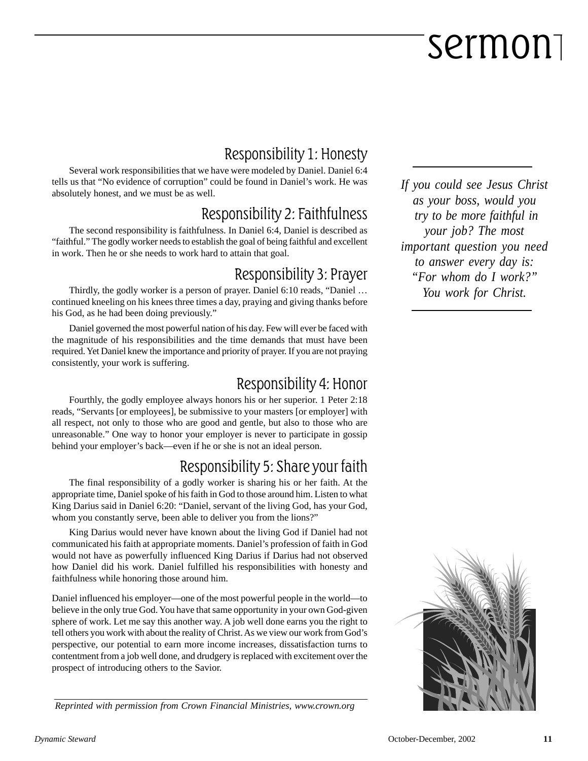## Responsibility 1: Honesty

Several work responsibilities that we have were modeled by Daniel. Daniel 6:4 tells us that "No evidence of corruption" could be found in Daniel's work. He was absolutely honest, and we must be as well.

## Responsibility 2: Faithfulness

The second responsibility is faithfulness. In Daniel 6:4, Daniel is described as "faithful." The godly worker needs to establish the goal of being faithful and excellent in work. Then he or she needs to work hard to attain that goal.

## Responsibility 3: Prayer

Thirdly, the godly worker is a person of prayer. Daniel 6:10 reads, "Daniel … continued kneeling on his knees three times a day, praying and giving thanks before his God, as he had been doing previously."

Daniel governed the most powerful nation of his day. Few will ever be faced with the magnitude of his responsibilities and the time demands that must have been required. Yet Daniel knew the importance and priority of prayer. If you are not praying consistently, your work is suffering.

## Responsibility 4: Honor

Fourthly, the godly employee always honors his or her superior. 1 Peter 2:18 reads, "Servants [or employees], be submissive to your masters [or employer] with all respect, not only to those who are good and gentle, but also to those who are unreasonable." One way to honor your employer is never to participate in gossip behind your employer's back—even if he or she is not an ideal person.

## Responsibility 5: Share your faith

The final responsibility of a godly worker is sharing his or her faith. At the appropriate time, Daniel spoke of his faith in God to those around him. Listen to what King Darius said in Daniel 6:20: "Daniel, servant of the living God, has your God, whom you constantly serve, been able to deliver you from the lions?"

King Darius would never have known about the living God if Daniel had not communicated his faith at appropriate moments. Daniel's profession of faith in God would not have as powerfully influenced King Darius if Darius had not observed how Daniel did his work. Daniel fulfilled his responsibilities with honesty and faithfulness while honoring those around him.

Daniel influenced his employer—one of the most powerful people in the world—to believe in the only true God. You have that same opportunity in your own God-given sphere of work. Let me say this another way. A job well done earns you the right to tell others you work with about the reality of Christ. As we view our work from God's perspective, our potential to earn more income increases, dissatisfaction turns to contentment from a job well done, and drudgery is replaced with excitement over the prospect of introducing others to the Savior.

*If you could see Jesus Christ as your boss, would you try to be more faithful in your job? The most important question you need to answer every day is: "For whom do I work?" You work for Christ.*

*Reprinted with permission from Crown Financial Ministries, www.crown.org*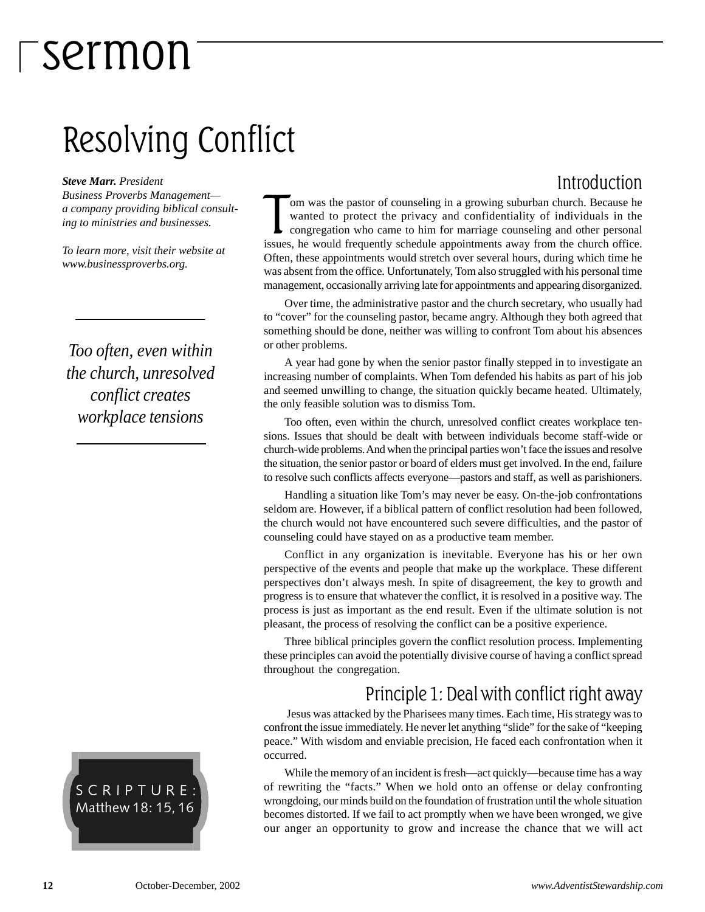# sermon

## Resolving Conflict

***Steve Marr.*** *President*
*Business Proverbs Management—a company providing biblical consulting to ministries and businesses.*

*To learn more, visit their website at www.businessproverbs.org.*

*Too often, even within the church, unresolved conflict creates workplace tensions*

SCRIPTURE: Matthew 18: 15, 16

### Introduction

Tom was the pastor of counseling in a growing suburban church. Because he wanted to protect the privacy and confidentiality of individuals in the congregation who came to him for marriage counseling and other personal issues, he would frequently schedule appointments away from the church office. Often, these appointments would stretch over several hours, during which time he was absent from the office. Unfortunately, Tom also struggled with his personal time management, occasionally arriving late for appointments and appearing disorganized.

Over time, the administrative pastor and the church secretary, who usually had to "cover" for the counseling pastor, became angry. Although they both agreed that something should be done, neither was willing to confront Tom about his absences or other problems.

A year had gone by when the senior pastor finally stepped in to investigate an increasing number of complaints. When Tom defended his habits as part of his job and seemed unwilling to change, the situation quickly became heated. Ultimately, the only feasible solution was to dismiss Tom.

Too often, even within the church, unresolved conflict creates workplace tensions. Issues that should be dealt with between individuals become staff-wide or church-wide problems. And when the principal parties won't face the issues and resolve the situation, the senior pastor or board of elders must get involved. In the end, failure to resolve such conflicts affects everyone—pastors and staff, as well as parishioners.

Handling a situation like Tom's may never be easy. On-the-job confrontations seldom are. However, if a biblical pattern of conflict resolution had been followed, the church would not have encountered such severe difficulties, and the pastor of counseling could have stayed on as a productive team member.

Conflict in any organization is inevitable. Everyone has his or her own perspective of the events and people that make up the workplace. These different perspectives don't always mesh. In spite of disagreement, the key to growth and progress is to ensure that whatever the conflict, it is resolved in a positive way. The process is just as important as the end result. Even if the ultimate solution is not pleasant, the process of resolving the conflict can be a positive experience.

Three biblical principles govern the conflict resolution process. Implementing these principles can avoid the potentially divisive course of having a conflict spread throughout the congregation.

### Principle 1: Deal with conflict right away

Jesus was attacked by the Pharisees many times. Each time, His strategy was to confront the issue immediately. He never let anything "slide" for the sake of "keeping peace." With wisdom and enviable precision, He faced each confrontation when it occurred.

While the memory of an incident is fresh—act quickly—because time has a way of rewriting the "facts." When we hold onto an offense or delay confronting wrongdoing, our minds build on the foundation of frustration until the whole situation becomes distorted. If we fail to act promptly when we have been wronged, we give our anger an opportunity to grow and increase the chance that we will act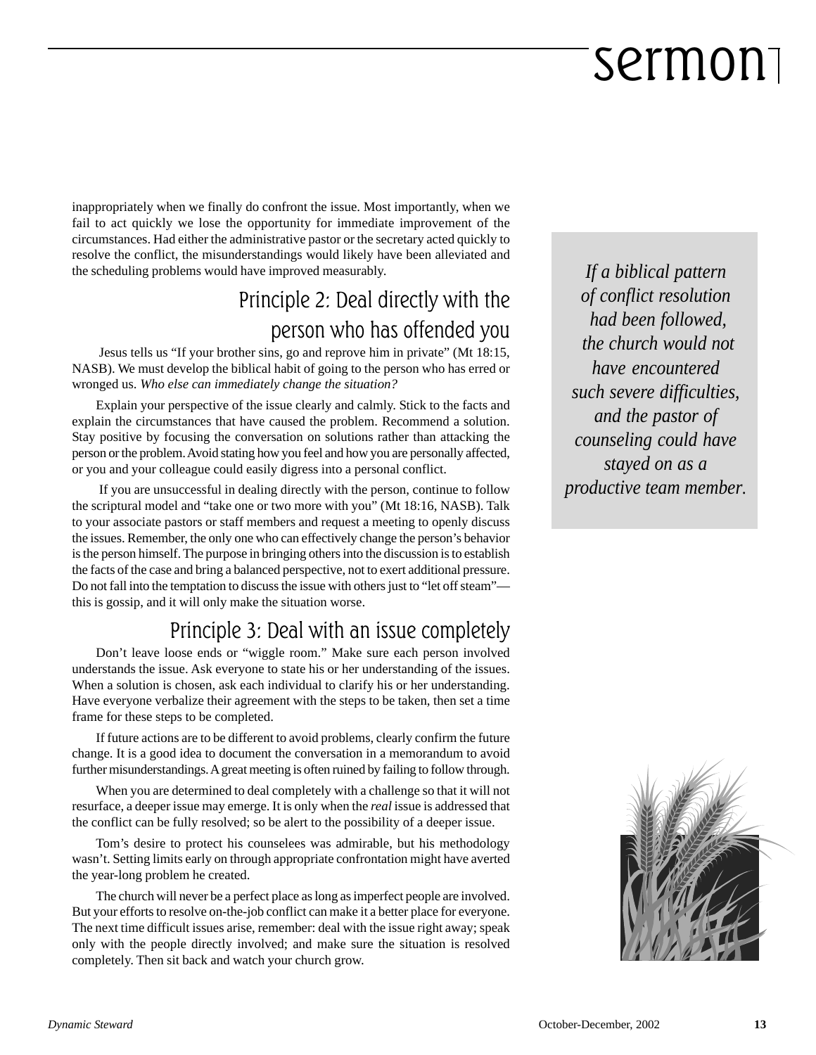inappropriately when we finally do confront the issue. Most importantly, when we fail to act quickly we lose the opportunity for immediate improvement of the circumstances. Had either the administrative pastor or the secretary acted quickly to resolve the conflict, the misunderstandings would likely have been alleviated and the scheduling problems would have improved measurably.

## Principle 2: Deal directly with the person who has offended you

Jesus tells us "If your brother sins, go and reprove him in private" (Mt 18:15, NASB). We must develop the biblical habit of going to the person who has erred or wronged us. *Who else can immediately change the situation?*

Explain your perspective of the issue clearly and calmly. Stick to the facts and explain the circumstances that have caused the problem. Recommend a solution. Stay positive by focusing the conversation on solutions rather than attacking the person or the problem. Avoid stating how you feel and how you are personally affected, or you and your colleague could easily digress into a personal conflict.

If you are unsuccessful in dealing directly with the person, continue to follow the scriptural model and "take one or two more with you" (Mt 18:16, NASB). Talk to your associate pastors or staff members and request a meeting to openly discuss the issues. Remember, the only one who can effectively change the person's behavior is the person himself. The purpose in bringing others into the discussion is to establish the facts of the case and bring a balanced perspective, not to exert additional pressure. Do not fall into the temptation to discuss the issue with others just to "let off steam"—this is gossip, and it will only make the situation worse.

*If a biblical pattern of conflict resolution had been followed, the church would not have encountered such severe difficulties, and the pastor of counseling could have stayed on as a productive team member.*

## Principle 3: Deal with an issue completely

Don't leave loose ends or "wiggle room." Make sure each person involved understands the issue. Ask everyone to state his or her understanding of the issues. When a solution is chosen, ask each individual to clarify his or her understanding. Have everyone verbalize their agreement with the steps to be taken, then set a time frame for these steps to be completed.

If future actions are to be different to avoid problems, clearly confirm the future change. It is a good idea to document the conversation in a memorandum to avoid further misunderstandings. A great meeting is often ruined by failing to follow through.

When you are determined to deal completely with a challenge so that it will not resurface, a deeper issue may emerge. It is only when the *real* issue is addressed that the conflict can be fully resolved; so be alert to the possibility of a deeper issue.

Tom's desire to protect his counselees was admirable, but his methodology wasn't. Setting limits early on through appropriate confrontation might have averted the year-long problem he created.

The church will never be a perfect place as long as imperfect people are involved. But your efforts to resolve on-the-job conflict can make it a better place for everyone. The next time difficult issues arise, remember: deal with the issue right away; speak only with the people directly involved; and make sure the situation is resolved completely. Then sit back and watch your church grow.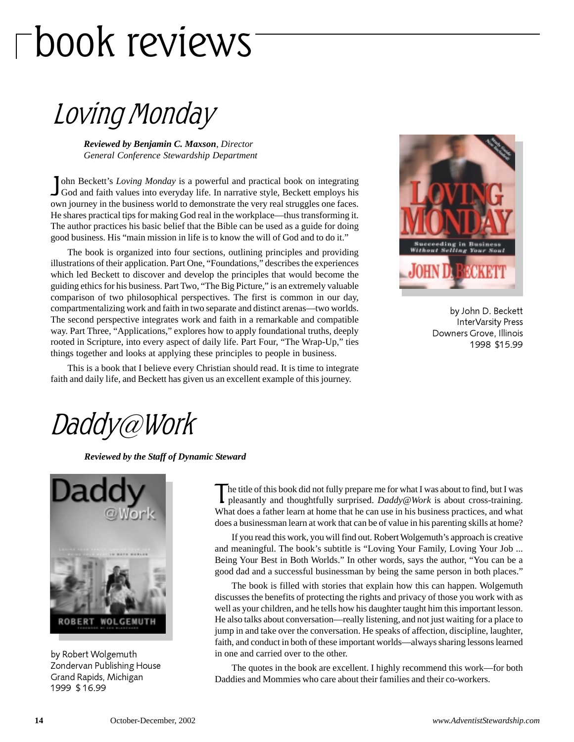# book reviews

## Loving Monday

***Reviewed by Benjamin C. Maxson**, Director*
*General Conference Stewardship Department*

John Beckett's *Loving Monday* is a powerful and practical book on integrating God and faith values into everyday life. In narrative style, Beckett employs his own journey in the business world to demonstrate the very real struggles one faces. He shares practical tips for making God real in the workplace—thus transforming it. The author practices his basic belief that the Bible can be used as a guide for doing good business. His "main mission in life is to know the will of God and to do it."

The book is organized into four sections, outlining principles and providing illustrations of their application. Part One, "Foundations," describes the experiences which led Beckett to discover and develop the principles that would become the guiding ethics for his business. Part Two, "The Big Picture," is an extremely valuable comparison of two philosophical perspectives. The first is common in our day, compartmentalizing work and faith in two separate and distinct arenas—two worlds. The second perspective integrates work and faith in a remarkable and compatible way. Part Three, "Applications," explores how to apply foundational truths, deeply rooted in Scripture, into every aspect of daily life. Part Four, "The Wrap-Up," ties things together and looks at applying these principles to people in business.

This is a book that I believe every Christian should read. It is time to integrate faith and daily life, and Beckett has given us an excellent example of this journey.

by John D. Beckett
InterVarsity Press
Downers Grove, Illinois
1998 $15.99

## Daddy@Work

***Reviewed by the Staff of Dynamic Steward***

The title of this book did not fully prepare me for what I was about to find, but I was pleasantly and thoughtfully surprised. *Daddy@Work* is about cross-training. What does a father learn at home that he can use in his business practices, and what does a businessman learn at work that can be of value in his parenting skills at home?

If you read this work, you will find out. Robert Wolgemuth's approach is creative and meaningful. The book's subtitle is "Loving Your Family, Loving Your Job ... Being Your Best in Both Worlds." In other words, says the author, "You can be a good dad and a successful businessman by being the same person in both places."

The book is filled with stories that explain how this can happen. Wolgemuth discusses the benefits of protecting the rights and privacy of those you work with as well as your children, and he tells how his daughter taught him this important lesson. He also talks about conversation—really listening, and not just waiting for a place to jump in and take over the conversation. He speaks of affection, discipline, laughter, faith, and conduct in both of these important worlds—always sharing lessons learned in one and carried over to the other.

The quotes in the book are excellent. I highly recommend this work—for both Daddies and Mommies who care about their families and their co-workers.

by Robert Wolgemuth
Zondervan Publishing House
Grand Rapids, Michigan
1999 $16.99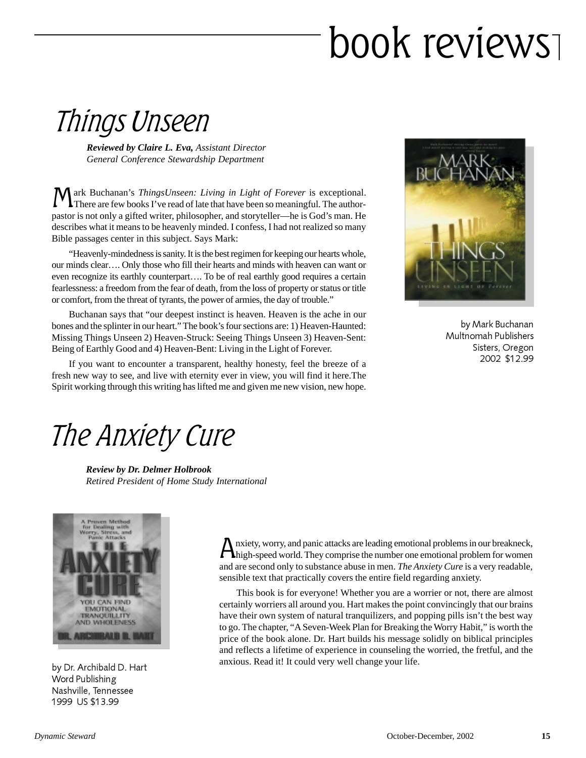# book reviews

## Things Unseen

***Reviewed by Claire L. Eva,*** *Assistant Director General Conference Stewardship Department*

Mark Buchanan's *ThingsUnseen: Living in Light of Forever* is exceptional. There are few books I've read of late that have been so meaningful. The author-pastor is not only a gifted writer, philosopher, and storyteller—he is God's man. He describes what it means to be heavenly minded. I confess, I had not realized so many Bible passages center in this subject. Says Mark:

"Heavenly-mindedness is sanity. It is the best regimen for keeping our hearts whole, our minds clear…. Only those who fill their hearts and minds with heaven can want or even recognize its earthly counterpart…. To be of real earthly good requires a certain fearlessness: a freedom from the fear of death, from the loss of property or status or title or comfort, from the threat of tyrants, the power of armies, the day of trouble."

Buchanan says that "our deepest instinct is heaven. Heaven is the ache in our bones and the splinter in our heart." The book's four sections are: 1) Heaven-Haunted: Missing Things Unseen 2) Heaven-Struck: Seeing Things Unseen 3) Heaven-Sent: Being of Earthly Good and 4) Heaven-Bent: Living in the Light of Forever.

If you want to encounter a transparent, healthy honesty, feel the breeze of a fresh new way to see, and live with eternity ever in view, you will find it here.The Spirit working through this writing has lifted me and given me new vision, new hope.

by Mark Buchanan
Multnomah Publishers
Sisters, Oregon
2002 $12.99

## The Anxiety Cure

***Review by Dr. Delmer Holbrook***
*Retired President of Home Study International*

Anxiety, worry, and panic attacks are leading emotional problems in our breakneck, high-speed world. They comprise the number one emotional problem for women and are second only to substance abuse in men. *The Anxiety Cure* is a very readable, sensible text that practically covers the entire field regarding anxiety.

This book is for everyone! Whether you are a worrier or not, there are almost certainly worriers all around you. Hart makes the point convincingly that our brains have their own system of natural tranquilizers, and popping pills isn't the best way to go. The chapter, "A Seven-Week Plan for Breaking the Worry Habit," is worth the price of the book alone. Dr. Hart builds his message solidly on biblical principles and reflects a lifetime of experience in counseling the worried, the fretful, and the anxious. Read it! It could very well change your life.

by Dr. Archibald D. Hart
Word Publishing
Nashville, Tennessee
1999 US $13.99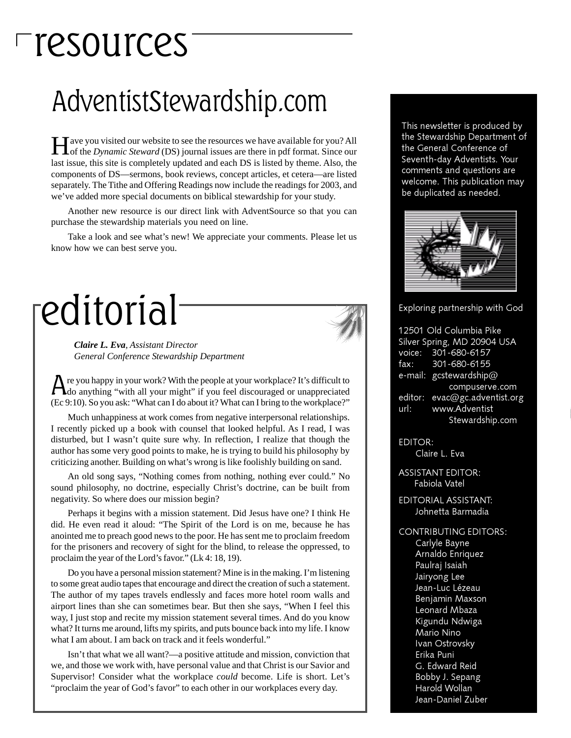# resources

## AdventistStewardship.com

Have you visited our website to see the resources we have available for you? All of the *Dynamic Steward* (DS) journal issues are there in pdf format. Since our last issue, this site is completely updated and each DS is listed by theme. Also, the components of DS—sermons, book reviews, concept articles, et cetera—are listed separately. The Tithe and Offering Readings now include the readings for 2003, and we've added more special documents on biblical stewardship for your study.

Another new resource is our direct link with AdventSource so that you can purchase the stewardship materials you need on line.

Take a look and see what's new! We appreciate your comments. Please let us know how we can best serve you.

# editorial

***Claire L. Eva**, Assistant Director*
*General Conference Stewardship Department*

Are you happy in your work? With the people at your workplace? It's difficult to do anything "with all your might" if you feel discouraged or unappreciated (Ec 9:10). So you ask: "What can I do about it? What can I bring to the workplace?"

Much unhappiness at work comes from negative interpersonal relationships. I recently picked up a book with counsel that looked helpful. As I read, I was disturbed, but I wasn't quite sure why. In reflection, I realize that though the author has some very good points to make, he is trying to build his philosophy by criticizing another. Building on what's wrong is like foolishly building on sand.

An old song says, "Nothing comes from nothing, nothing ever could." No sound philosophy, no doctrine, especially Christ's doctrine, can be built from negativity. So where does our mission begin?

Perhaps it begins with a mission statement. Did Jesus have one? I think He did. He even read it aloud: "The Spirit of the Lord is on me, because he has anointed me to preach good news to the poor. He has sent me to proclaim freedom for the prisoners and recovery of sight for the blind, to release the oppressed, to proclaim the year of the Lord's favor." (Lk 4: 18, 19).

Do you have a personal mission statement? Mine is in the making. I'm listening to some great audio tapes that encourage and direct the creation of such a statement. The author of my tapes travels endlessly and faces more hotel room walls and airport lines than she can sometimes bear. But then she says, "When I feel this way, I just stop and recite my mission statement several times. And do you know what? It turns me around, lifts my spirits, and puts bounce back into my life. I know what I am about. I am back on track and it feels wonderful."

Isn't that what we all want?—a positive attitude and mission, conviction that we, and those we work with, have personal value and that Christ is our Savior and Supervisor! Consider what the workplace *could* become. Life is short. Let's "proclaim the year of God's favor" to each other in our workplaces every day.

---

This newsletter is produced by the Stewardship Department of the General Conference of Seventh-day Adventists. Your comments and questions are welcome. This publication may be duplicated as needed.

Exploring partnership with God

12501 Old Columbia Pike
Silver Spring, MD 20904 USA
voice: 301-680-6157
fax: 301-680-6155
e-mail: gcstewardship@compuserve.com
editor: evac@gc.adventist.org
url: www.AdventistStewardship.com

EDITOR:
Claire L. Eva

ASSISTANT EDITOR:
Fabiola Vatel

EDITORIAL ASSISTANT:
Johnetta Barmadia

CONTRIBUTING EDITORS:
Carlyle Bayne
Arnaldo Enriquez
Paulraj Isaiah
Jairyong Lee
Jean-Luc Lézeau
Benjamin Maxson
Leonard Mbaza
Kigundu Ndwiga
Mario Nino
Ivan Ostrovsky
Erika Puni
G. Edward Reid
Bobby J. Sepang
Harold Wollan
Jean-Daniel Zuber